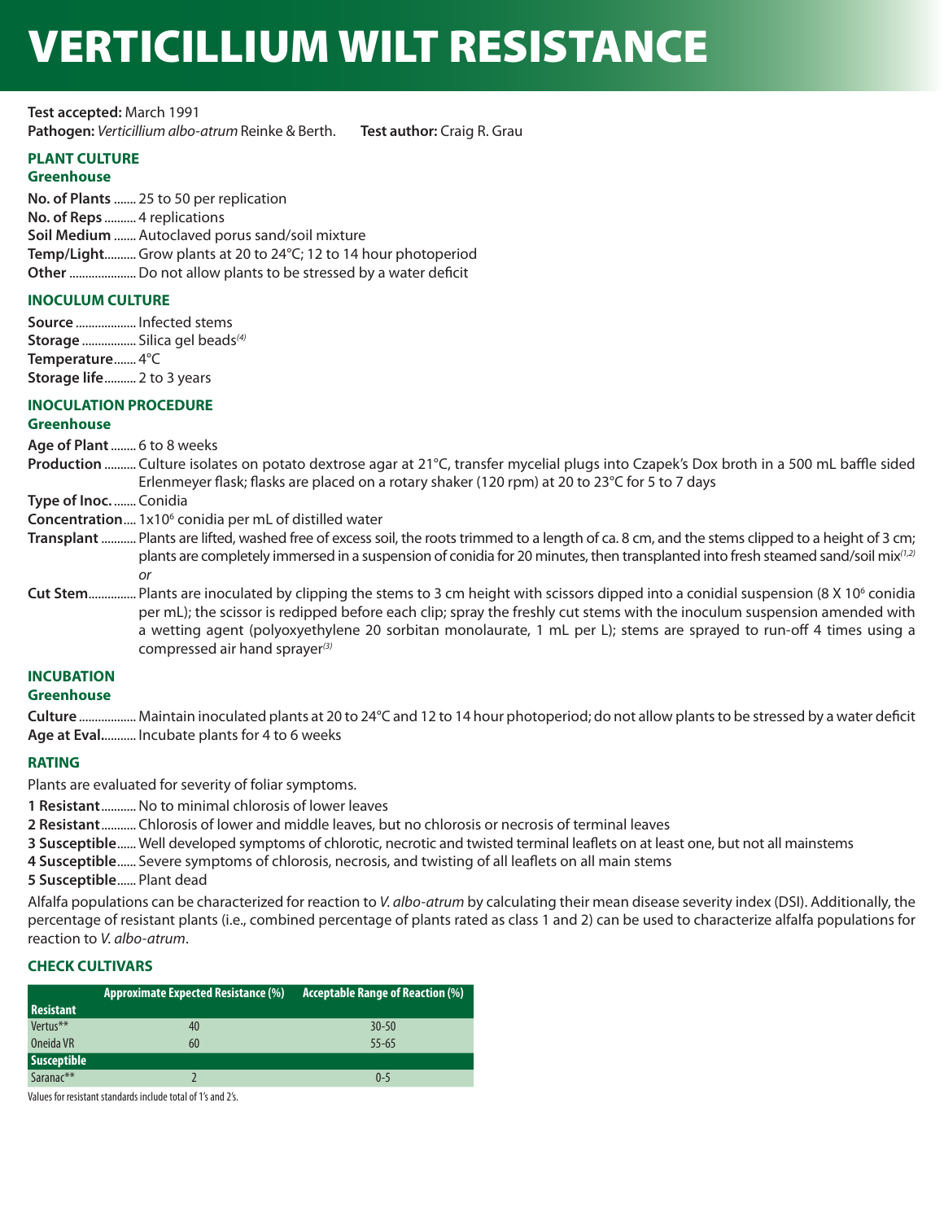# VERTICILLIUM WILT RESISTANCE

**Test accepted:** March 1991
**Pathogen:** *Verticillium albo-atrum* Reinke & Berth. **Test author:** Craig R. Grau

## PLANT CULTURE

### Greenhouse

**No. of Plants** ....... 25 to 50 per replication
**No. of Reps** .......... 4 replications
**Soil Medium** ....... Autoclaved porus sand/soil mixture
**Temp/Light**.......... Grow plants at 20 to 24°C; 12 to 14 hour photoperiod
**Other** .................... Do not allow plants to be stressed by a water deficit

## INOCULUM CULTURE

**Source** ................... Infected stems
**Storage** ................. Silica gel beads[4]
**Temperature**....... 4°C
**Storage life**.......... 2 to 3 years

## INOCULATION PROCEDURE

### Greenhouse

**Age of Plant** ........ 6 to 8 weeks
**Production** .......... Culture isolates on potato dextrose agar at 21°C, transfer mycelial plugs into Czapek's Dox broth in a 500 mL baffle sided Erlenmeyer flask; flasks are placed on a rotary shaker (120 rpm) at 20 to 23°C for 5 to 7 days
**Type of Inoc.** ....... Conidia
**Concentration**.... $1 \times 10^6$ conidia per mL of distilled water
**Transplant** ........... Plants are lifted, washed free of excess soil, the roots trimmed to a length of ca. 8 cm, and the stems clipped to a height of 3 cm; plants are completely immersed in a suspension of conidia for 20 minutes, then transplanted into fresh steamed sand/soil mix[1,2]
*or*
**Cut Stem**.............. Plants are inoculated by clipping the stems to 3 cm height with scissors dipped into a conidial suspension ($8 \times 10^6$ conidia per mL); the scissor is redipped before each clip; spray the freshly cut stems with the inoculum suspension amended with a wetting agent (polyoxyethylene 20 sorbitan monolaurate, 1 mL per L); stems are sprayed to run-off 4 times using a compressed air hand sprayer[3]

## INCUBATION

### Greenhouse

**Culture** .................. Maintain inoculated plants at 20 to 24°C and 12 to 14 hour photoperiod; do not allow plants to be stressed by a water deficit
**Age at Eval**........... Incubate plants for 4 to 6 weeks

## RATING

Plants are evaluated for severity of foliar symptoms.

**1 Resistant**........... No to minimal chlorosis of lower leaves
**2 Resistant**........... Chlorosis of lower and middle leaves, but no chlorosis or necrosis of terminal leaves
**3 Susceptible**...... Well developed symptoms of chlorotic, necrotic and twisted terminal leaflets on at least one, but not all mainstems
**4 Susceptible**...... Severe symptoms of chlorosis, necrosis, and twisting of all leaflets on all main stems
**5 Susceptible**...... Plant dead

Alfalfa populations can be characterized for reaction to *V. albo-atrum* by calculating their mean disease severity index (DSI). Additionally, the percentage of resistant plants (i.e., combined percentage of plants rated as class 1 and 2) can be used to characterize alfalfa populations for reaction to *V. albo-atrum*.

## CHECK CULTIVARS

| | Approximate Expected Resistance (%) | Acceptable Range of Reaction (%) |
|---|---|---|
| **Resistant** | | |
| Vertus** | 40 | 30-50 |
| Oneida VR | 60 | 55-65 |
| **Susceptible** | | |
| Saranac** | 2 | 0-5 |

Values for resistant standards include total of 1's and 2's.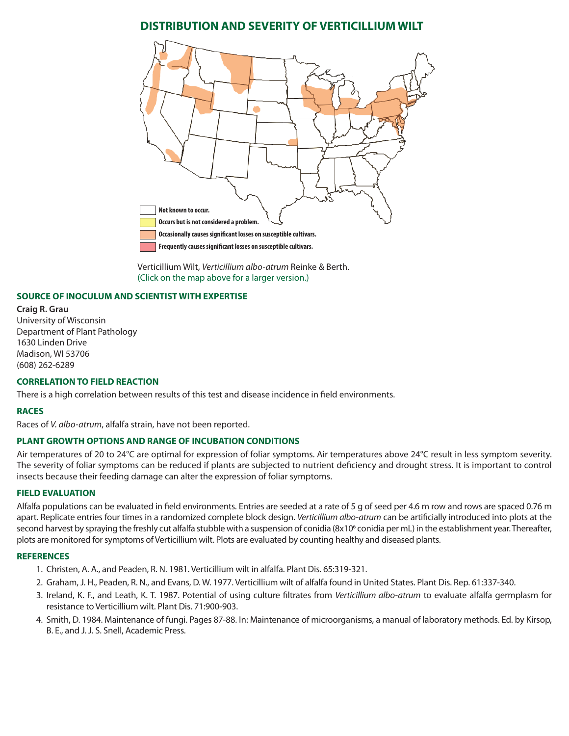## DISTRIBUTION AND SEVERITY OF VERTICILLIUM WILT

Not known to occur.

Occurs but is not considered a problem.

Occasionally causes significant losses on susceptible cultivars.

Frequently causes significant losses on susceptible cultivars.

Verticillium Wilt, *Verticillium albo-atrum* Reinke & Berth.
(Click on the map above for a larger version.)

### SOURCE OF INOCULUM AND SCIENTIST WITH EXPERTISE

**Craig R. Grau**
University of Wisconsin
Department of Plant Pathology
1630 Linden Drive
Madison, WI 53706
(608) 262-6289

### CORRELATION TO FIELD REACTION

There is a high correlation between results of this test and disease incidence in field environments.

### RACES

Races of *V. albo-atrum*, alfalfa strain, have not been reported.

### PLANT GROWTH OPTIONS AND RANGE OF INCUBATION CONDITIONS

Air temperatures of 20 to 24°C are optimal for expression of foliar symptoms. Air temperatures above 24°C result in less symptom severity. The severity of foliar symptoms can be reduced if plants are subjected to nutrient deficiency and drought stress. It is important to control insects because their feeding damage can alter the expression of foliar symptoms.

### FIELD EVALUATION

Alfalfa populations can be evaluated in field environments. Entries are seeded at a rate of 5 g of seed per 4.6 m row and rows are spaced 0.76 m apart. Replicate entries four times in a randomized complete block design. *Verticillium albo-atrum* can be artificially introduced into plots at the second harvest by spraying the freshly cut alfalfa stubble with a suspension of conidia ($8x10^6$ conidia per mL) in the establishment year. Thereafter, plots are monitored for symptoms of Verticillium wilt. Plots are evaluated by counting healthy and diseased plants.

### REFERENCES

1. Christen, A. A., and Peaden, R. N. 1981. Verticillium wilt in alfalfa. Plant Dis. 65:319-321.
2. Graham, J. H., Peaden, R. N., and Evans, D. W. 1977. Verticillium wilt of alfalfa found in United States. Plant Dis. Rep. 61:337-340.
3. Ireland, K. F., and Leath, K. T. 1987. Potential of using culture filtrates from *Verticillium albo-atrum* to evaluate alfalfa germplasm for resistance to Verticillium wilt. Plant Dis. 71:900-903.
4. Smith, D. 1984. Maintenance of fungi. Pages 87-88. In: Maintenance of microorganisms, a manual of laboratory methods. Ed. by Kirsop, B. E., and J. J. S. Snell, Academic Press.